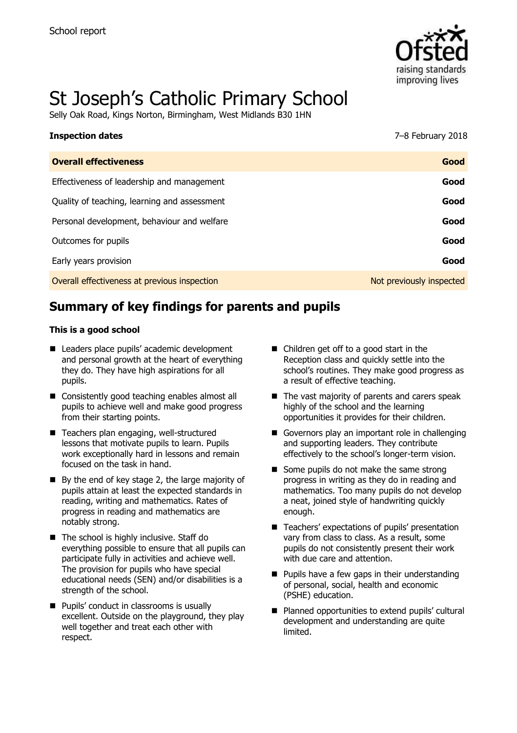School report

# St Joseph's Catholic Primary School

Selly Oak Road, Kings Norton, Birmingham, West Midlands B30 1HN

| **Inspection dates** | 7–8 February 2018 |
| --- | --- |
| **Overall effectiveness** | **Good** |
| Effectiveness of leadership and management | **Good** |
| Quality of teaching, learning and assessment | **Good** |
| Personal development, behaviour and welfare | **Good** |
| Outcomes for pupils | **Good** |
| Early years provision | **Good** |
| Overall effectiveness at previous inspection | Not previously inspected |

## Summary of key findings for parents and pupils

**This is a good school**

- Leaders place pupils' academic development and personal growth at the heart of everything they do. They have high aspirations for all pupils.
- Consistently good teaching enables almost all pupils to achieve well and make good progress from their starting points.
- Teachers plan engaging, well-structured lessons that motivate pupils to learn. Pupils work exceptionally hard in lessons and remain focused on the task in hand.
- By the end of key stage 2, the large majority of pupils attain at least the expected standards in reading, writing and mathematics. Rates of progress in reading and mathematics are notably strong.
- The school is highly inclusive. Staff do everything possible to ensure that all pupils can participate fully in activities and achieve well. The provision for pupils who have special educational needs (SEN) and/or disabilities is a strength of the school.
- Pupils' conduct in classrooms is usually excellent. Outside on the playground, they play well together and treat each other with respect.
- Children get off to a good start in the Reception class and quickly settle into the school's routines. They make good progress as a result of effective teaching.
- The vast majority of parents and carers speak highly of the school and the learning opportunities it provides for their children.
- Governors play an important role in challenging and supporting leaders. They contribute effectively to the school's longer-term vision.
- Some pupils do not make the same strong progress in writing as they do in reading and mathematics. Too many pupils do not develop a neat, joined style of handwriting quickly enough.
- Teachers' expectations of pupils' presentation vary from class to class. As a result, some pupils do not consistently present their work with due care and attention.
- Pupils have a few gaps in their understanding of personal, social, health and economic (PSHE) education.
- Planned opportunities to extend pupils' cultural development and understanding are quite limited.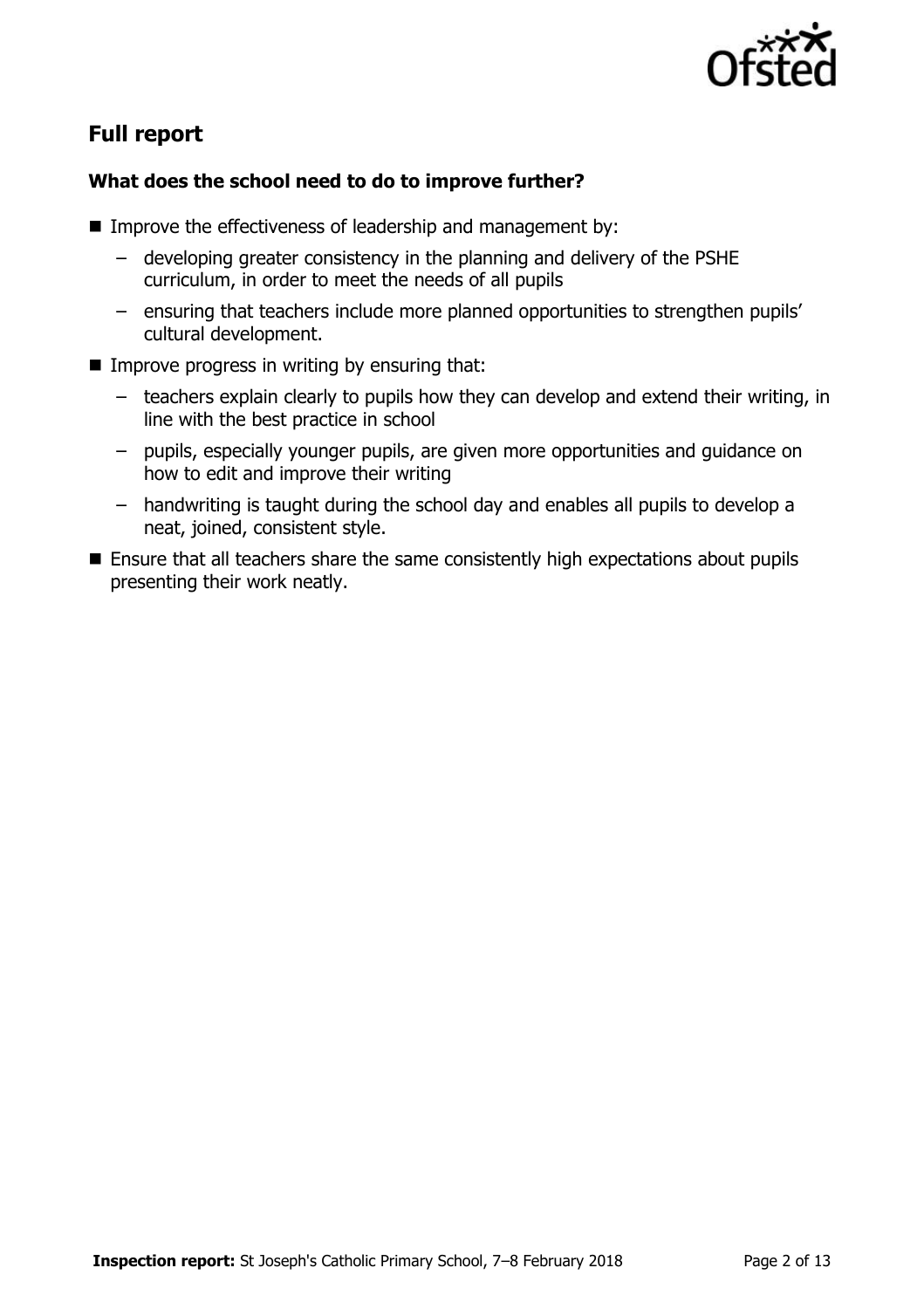## Full report

### What does the school need to do to improve further?

- Improve the effectiveness of leadership and management by:
  - developing greater consistency in the planning and delivery of the PSHE curriculum, in order to meet the needs of all pupils
  - ensuring that teachers include more planned opportunities to strengthen pupils' cultural development.
- Improve progress in writing by ensuring that:
  - teachers explain clearly to pupils how they can develop and extend their writing, in line with the best practice in school
  - pupils, especially younger pupils, are given more opportunities and guidance on how to edit and improve their writing
  - handwriting is taught during the school day and enables all pupils to develop a neat, joined, consistent style.
- Ensure that all teachers share the same consistently high expectations about pupils presenting their work neatly.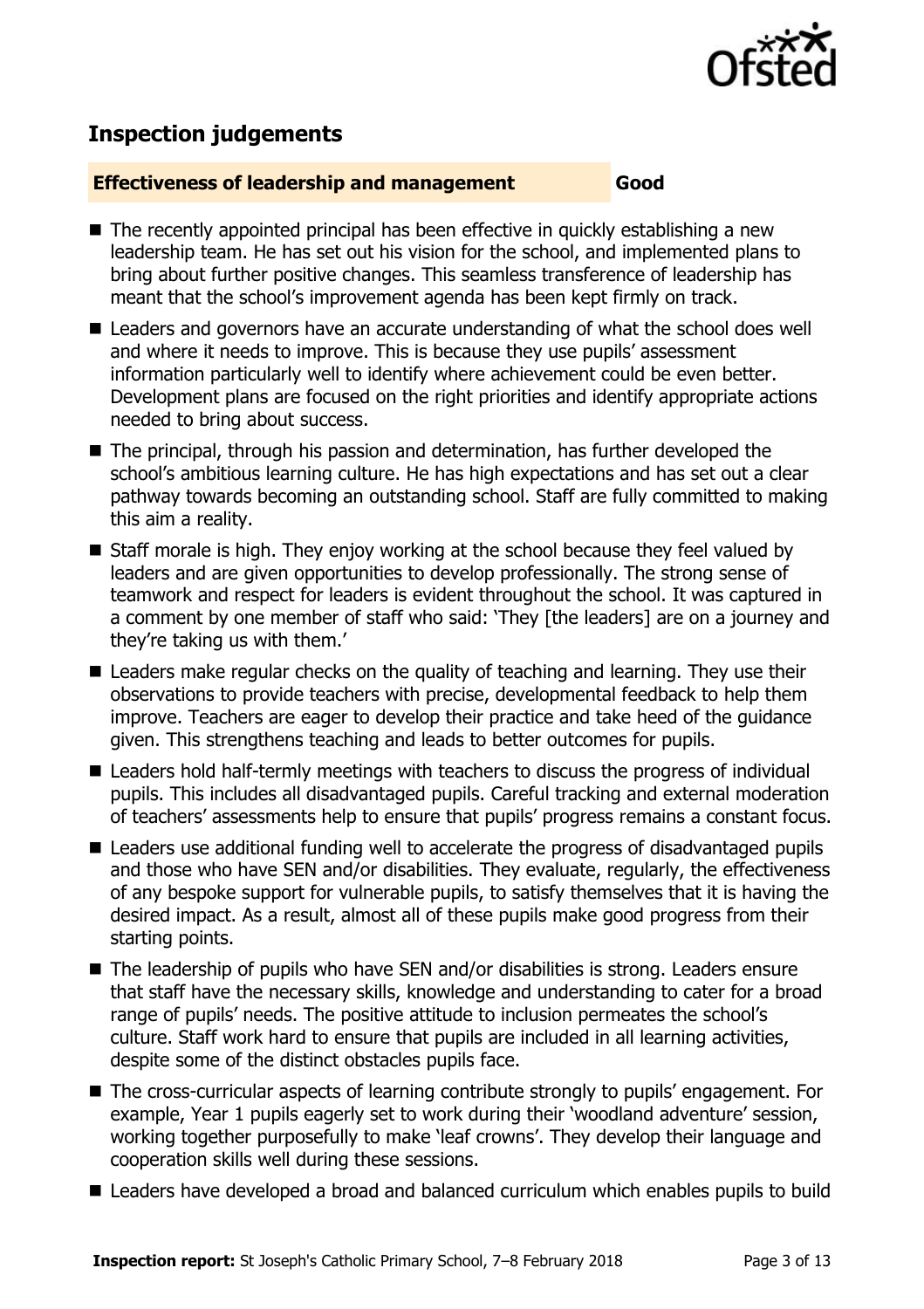## Inspection judgements

**Effectiveness of leadership and management** — **Good**

- The recently appointed principal has been effective in quickly establishing a new leadership team. He has set out his vision for the school, and implemented plans to bring about further positive changes. This seamless transference of leadership has meant that the school's improvement agenda has been kept firmly on track.
- Leaders and governors have an accurate understanding of what the school does well and where it needs to improve. This is because they use pupils' assessment information particularly well to identify where achievement could be even better. Development plans are focused on the right priorities and identify appropriate actions needed to bring about success.
- The principal, through his passion and determination, has further developed the school's ambitious learning culture. He has high expectations and has set out a clear pathway towards becoming an outstanding school. Staff are fully committed to making this aim a reality.
- Staff morale is high. They enjoy working at the school because they feel valued by leaders and are given opportunities to develop professionally. The strong sense of teamwork and respect for leaders is evident throughout the school. It was captured in a comment by one member of staff who said: 'They [the leaders] are on a journey and they're taking us with them.'
- Leaders make regular checks on the quality of teaching and learning. They use their observations to provide teachers with precise, developmental feedback to help them improve. Teachers are eager to develop their practice and take heed of the guidance given. This strengthens teaching and leads to better outcomes for pupils.
- Leaders hold half-termly meetings with teachers to discuss the progress of individual pupils. This includes all disadvantaged pupils. Careful tracking and external moderation of teachers' assessments help to ensure that pupils' progress remains a constant focus.
- Leaders use additional funding well to accelerate the progress of disadvantaged pupils and those who have SEN and/or disabilities. They evaluate, regularly, the effectiveness of any bespoke support for vulnerable pupils, to satisfy themselves that it is having the desired impact. As a result, almost all of these pupils make good progress from their starting points.
- The leadership of pupils who have SEN and/or disabilities is strong. Leaders ensure that staff have the necessary skills, knowledge and understanding to cater for a broad range of pupils' needs. The positive attitude to inclusion permeates the school's culture. Staff work hard to ensure that pupils are included in all learning activities, despite some of the distinct obstacles pupils face.
- The cross-curricular aspects of learning contribute strongly to pupils' engagement. For example, Year 1 pupils eagerly set to work during their 'woodland adventure' session, working together purposefully to make 'leaf crowns'. They develop their language and cooperation skills well during these sessions.
- Leaders have developed a broad and balanced curriculum which enables pupils to build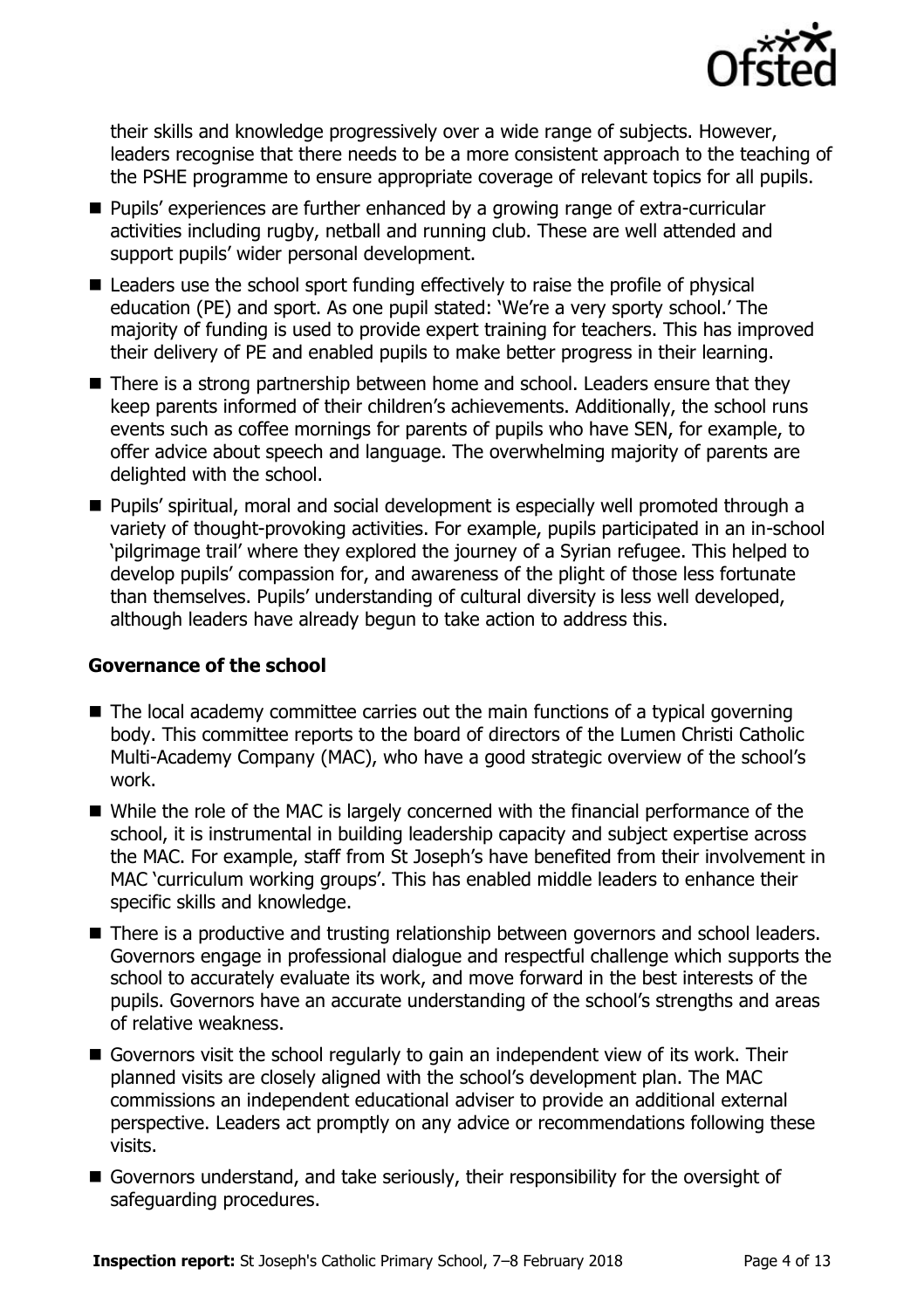their skills and knowledge progressively over a wide range of subjects. However, leaders recognise that there needs to be a more consistent approach to the teaching of the PSHE programme to ensure appropriate coverage of relevant topics for all pupils.

- Pupils' experiences are further enhanced by a growing range of extra-curricular activities including rugby, netball and running club. These are well attended and support pupils' wider personal development.
- Leaders use the school sport funding effectively to raise the profile of physical education (PE) and sport. As one pupil stated: 'We're a very sporty school.' The majority of funding is used to provide expert training for teachers. This has improved their delivery of PE and enabled pupils to make better progress in their learning.
- There is a strong partnership between home and school. Leaders ensure that they keep parents informed of their children's achievements. Additionally, the school runs events such as coffee mornings for parents of pupils who have SEN, for example, to offer advice about speech and language. The overwhelming majority of parents are delighted with the school.
- Pupils' spiritual, moral and social development is especially well promoted through a variety of thought-provoking activities. For example, pupils participated in an in-school 'pilgrimage trail' where they explored the journey of a Syrian refugee. This helped to develop pupils' compassion for, and awareness of the plight of those less fortunate than themselves. Pupils' understanding of cultural diversity is less well developed, although leaders have already begun to take action to address this.

### Governance of the school

- The local academy committee carries out the main functions of a typical governing body. This committee reports to the board of directors of the Lumen Christi Catholic Multi-Academy Company (MAC), who have a good strategic overview of the school's work.
- While the role of the MAC is largely concerned with the financial performance of the school, it is instrumental in building leadership capacity and subject expertise across the MAC. For example, staff from St Joseph's have benefited from their involvement in MAC 'curriculum working groups'. This has enabled middle leaders to enhance their specific skills and knowledge.
- There is a productive and trusting relationship between governors and school leaders. Governors engage in professional dialogue and respectful challenge which supports the school to accurately evaluate its work, and move forward in the best interests of the pupils. Governors have an accurate understanding of the school's strengths and areas of relative weakness.
- Governors visit the school regularly to gain an independent view of its work. Their planned visits are closely aligned with the school's development plan. The MAC commissions an independent educational adviser to provide an additional external perspective. Leaders act promptly on any advice or recommendations following these visits.
- Governors understand, and take seriously, their responsibility for the oversight of safeguarding procedures.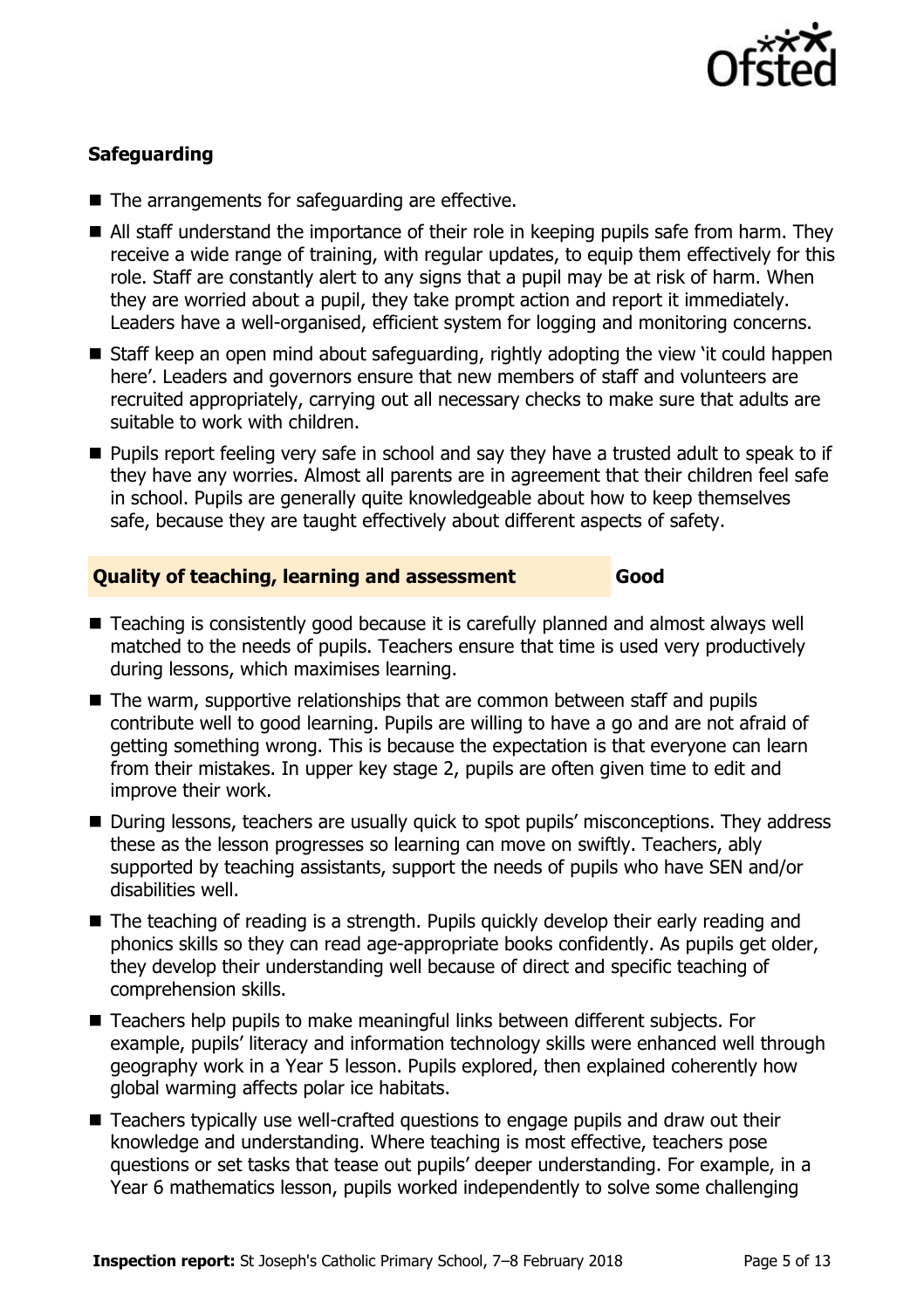### Safeguarding

- The arrangements for safeguarding are effective.
- All staff understand the importance of their role in keeping pupils safe from harm. They receive a wide range of training, with regular updates, to equip them effectively for this role. Staff are constantly alert to any signs that a pupil may be at risk of harm. When they are worried about a pupil, they take prompt action and report it immediately. Leaders have a well-organised, efficient system for logging and monitoring concerns.
- Staff keep an open mind about safeguarding, rightly adopting the view 'it could happen here'. Leaders and governors ensure that new members of staff and volunteers are recruited appropriately, carrying out all necessary checks to make sure that adults are suitable to work with children.
- Pupils report feeling very safe in school and say they have a trusted adult to speak to if they have any worries. Almost all parents are in agreement that their children feel safe in school. Pupils are generally quite knowledgeable about how to keep themselves safe, because they are taught effectively about different aspects of safety.

### Quality of teaching, learning and assessment — Good

- Teaching is consistently good because it is carefully planned and almost always well matched to the needs of pupils. Teachers ensure that time is used very productively during lessons, which maximises learning.
- The warm, supportive relationships that are common between staff and pupils contribute well to good learning. Pupils are willing to have a go and are not afraid of getting something wrong. This is because the expectation is that everyone can learn from their mistakes. In upper key stage 2, pupils are often given time to edit and improve their work.
- During lessons, teachers are usually quick to spot pupils' misconceptions. They address these as the lesson progresses so learning can move on swiftly. Teachers, ably supported by teaching assistants, support the needs of pupils who have SEN and/or disabilities well.
- The teaching of reading is a strength. Pupils quickly develop their early reading and phonics skills so they can read age-appropriate books confidently. As pupils get older, they develop their understanding well because of direct and specific teaching of comprehension skills.
- Teachers help pupils to make meaningful links between different subjects. For example, pupils' literacy and information technology skills were enhanced well through geography work in a Year 5 lesson. Pupils explored, then explained coherently how global warming affects polar ice habitats.
- Teachers typically use well-crafted questions to engage pupils and draw out their knowledge and understanding. Where teaching is most effective, teachers pose questions or set tasks that tease out pupils' deeper understanding. For example, in a Year 6 mathematics lesson, pupils worked independently to solve some challenging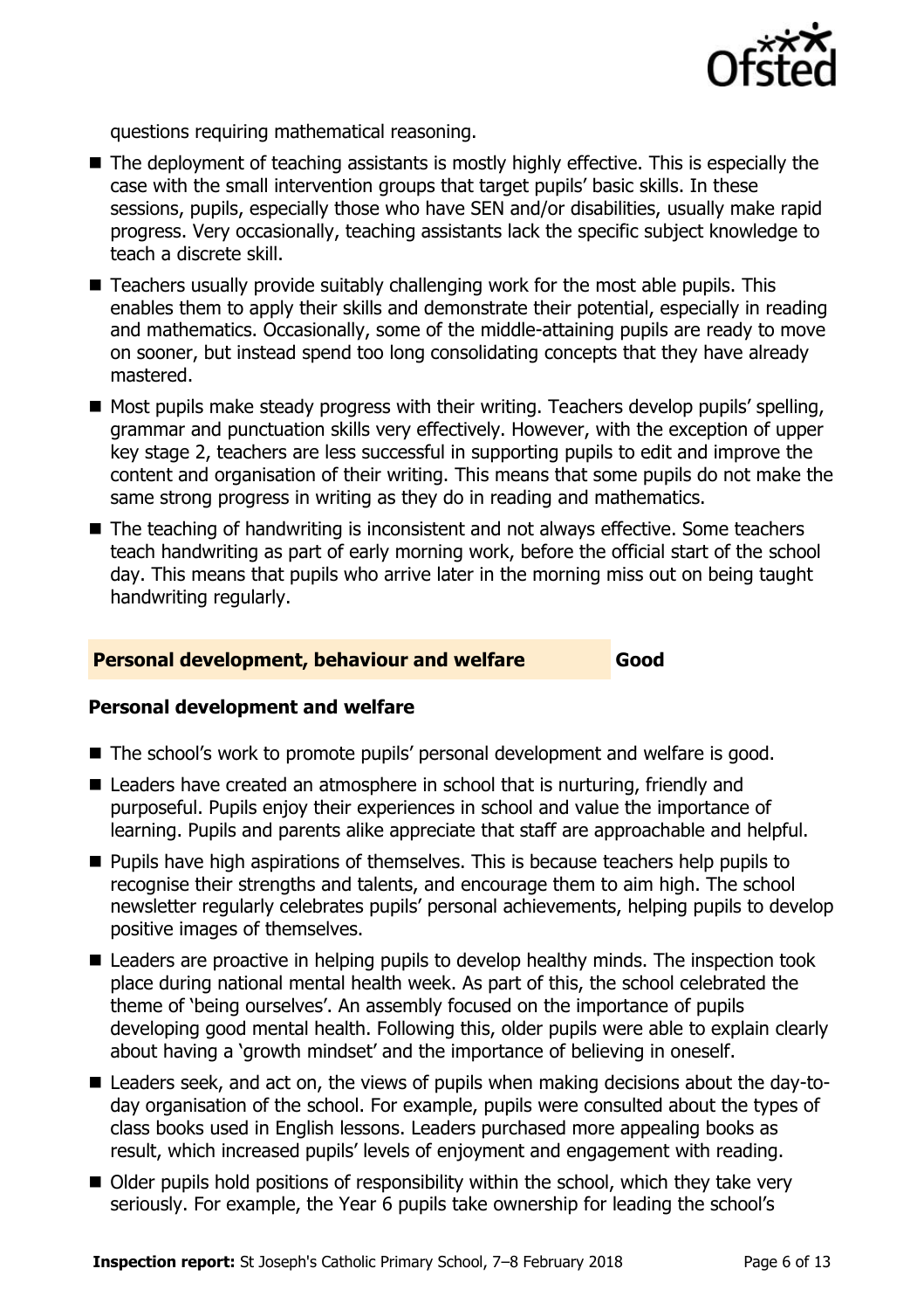questions requiring mathematical reasoning.

- The deployment of teaching assistants is mostly highly effective. This is especially the case with the small intervention groups that target pupils' basic skills. In these sessions, pupils, especially those who have SEN and/or disabilities, usually make rapid progress. Very occasionally, teaching assistants lack the specific subject knowledge to teach a discrete skill.
- Teachers usually provide suitably challenging work for the most able pupils. This enables them to apply their skills and demonstrate their potential, especially in reading and mathematics. Occasionally, some of the middle-attaining pupils are ready to move on sooner, but instead spend too long consolidating concepts that they have already mastered.
- Most pupils make steady progress with their writing. Teachers develop pupils' spelling, grammar and punctuation skills very effectively. However, with the exception of upper key stage 2, teachers are less successful in supporting pupils to edit and improve the content and organisation of their writing. This means that some pupils do not make the same strong progress in writing as they do in reading and mathematics.
- The teaching of handwriting is inconsistent and not always effective. Some teachers teach handwriting as part of early morning work, before the official start of the school day. This means that pupils who arrive later in the morning miss out on being taught handwriting regularly.

## Personal development, behaviour and welfare — Good

### Personal development and welfare

- The school's work to promote pupils' personal development and welfare is good.
- Leaders have created an atmosphere in school that is nurturing, friendly and purposeful. Pupils enjoy their experiences in school and value the importance of learning. Pupils and parents alike appreciate that staff are approachable and helpful.
- Pupils have high aspirations of themselves. This is because teachers help pupils to recognise their strengths and talents, and encourage them to aim high. The school newsletter regularly celebrates pupils' personal achievements, helping pupils to develop positive images of themselves.
- Leaders are proactive in helping pupils to develop healthy minds. The inspection took place during national mental health week. As part of this, the school celebrated the theme of 'being ourselves'. An assembly focused on the importance of pupils developing good mental health. Following this, older pupils were able to explain clearly about having a 'growth mindset' and the importance of believing in oneself.
- Leaders seek, and act on, the views of pupils when making decisions about the day-to-day organisation of the school. For example, pupils were consulted about the types of class books used in English lessons. Leaders purchased more appealing books as result, which increased pupils' levels of enjoyment and engagement with reading.
- Older pupils hold positions of responsibility within the school, which they take very seriously. For example, the Year 6 pupils take ownership for leading the school's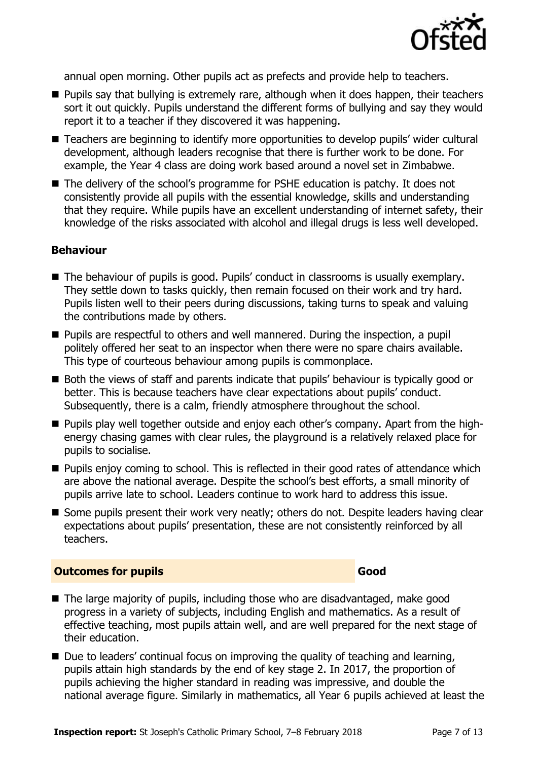annual open morning. Other pupils act as prefects and provide help to teachers.

- Pupils say that bullying is extremely rare, although when it does happen, their teachers sort it out quickly. Pupils understand the different forms of bullying and say they would report it to a teacher if they discovered it was happening.
- Teachers are beginning to identify more opportunities to develop pupils' wider cultural development, although leaders recognise that there is further work to be done. For example, the Year 4 class are doing work based around a novel set in Zimbabwe.
- The delivery of the school's programme for PSHE education is patchy. It does not consistently provide all pupils with the essential knowledge, skills and understanding that they require. While pupils have an excellent understanding of internet safety, their knowledge of the risks associated with alcohol and illegal drugs is less well developed.

### Behaviour

- The behaviour of pupils is good. Pupils' conduct in classrooms is usually exemplary. They settle down to tasks quickly, then remain focused on their work and try hard. Pupils listen well to their peers during discussions, taking turns to speak and valuing the contributions made by others.
- Pupils are respectful to others and well mannered. During the inspection, a pupil politely offered her seat to an inspector when there were no spare chairs available. This type of courteous behaviour among pupils is commonplace.
- Both the views of staff and parents indicate that pupils' behaviour is typically good or better. This is because teachers have clear expectations about pupils' conduct. Subsequently, there is a calm, friendly atmosphere throughout the school.
- Pupils play well together outside and enjoy each other's company. Apart from the high-energy chasing games with clear rules, the playground is a relatively relaxed place for pupils to socialise.
- Pupils enjoy coming to school. This is reflected in their good rates of attendance which are above the national average. Despite the school's best efforts, a small minority of pupils arrive late to school. Leaders continue to work hard to address this issue.
- Some pupils present their work very neatly; others do not. Despite leaders having clear expectations about pupils' presentation, these are not consistently reinforced by all teachers.

## Outcomes for pupils — Good

- The large majority of pupils, including those who are disadvantaged, make good progress in a variety of subjects, including English and mathematics. As a result of effective teaching, most pupils attain well, and are well prepared for the next stage of their education.
- Due to leaders' continual focus on improving the quality of teaching and learning, pupils attain high standards by the end of key stage 2. In 2017, the proportion of pupils achieving the higher standard in reading was impressive, and double the national average figure. Similarly in mathematics, all Year 6 pupils achieved at least the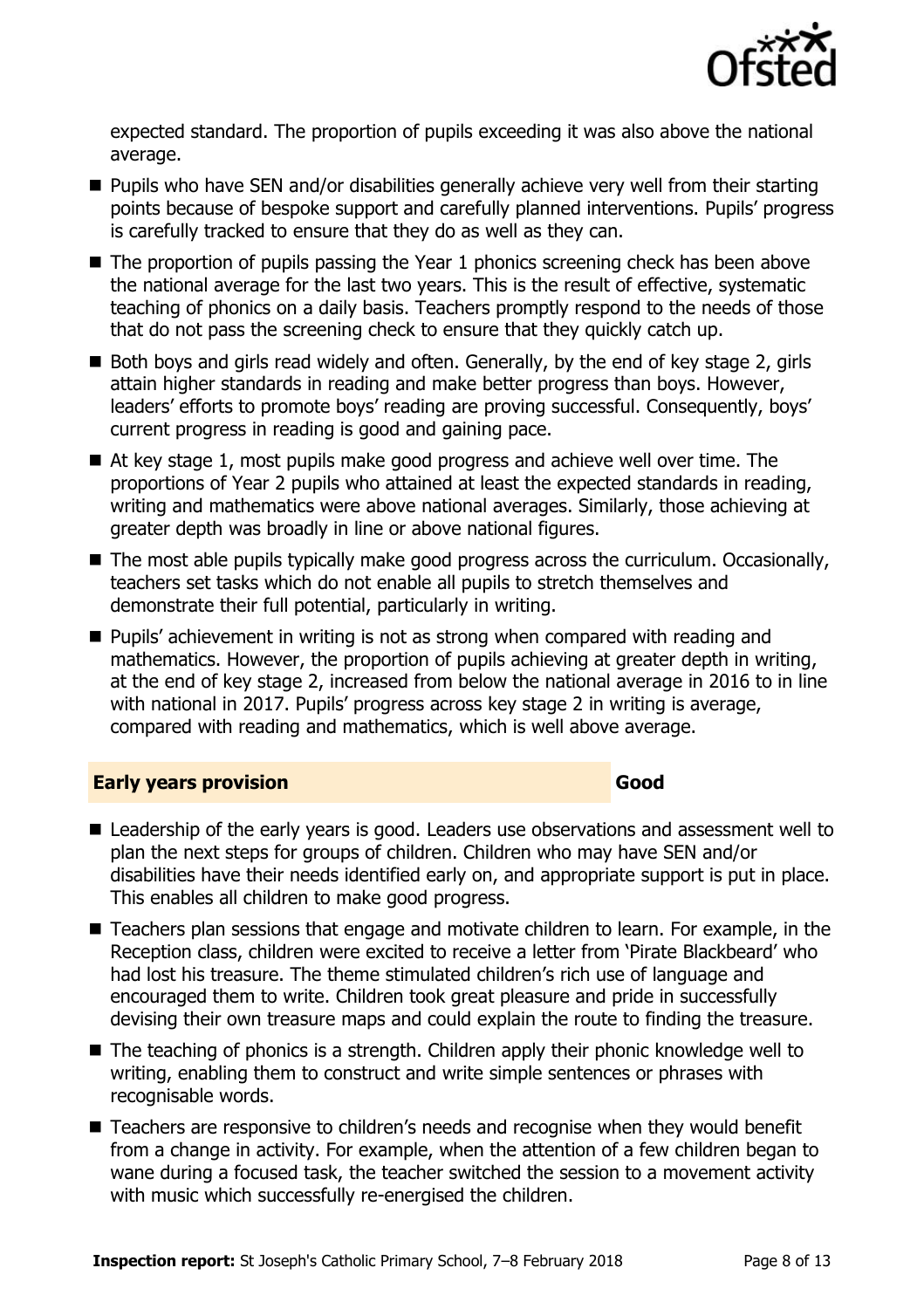expected standard. The proportion of pupils exceeding it was also above the national average.

- Pupils who have SEN and/or disabilities generally achieve very well from their starting points because of bespoke support and carefully planned interventions. Pupils' progress is carefully tracked to ensure that they do as well as they can.
- The proportion of pupils passing the Year 1 phonics screening check has been above the national average for the last two years. This is the result of effective, systematic teaching of phonics on a daily basis. Teachers promptly respond to the needs of those that do not pass the screening check to ensure that they quickly catch up.
- Both boys and girls read widely and often. Generally, by the end of key stage 2, girls attain higher standards in reading and make better progress than boys. However, leaders' efforts to promote boys' reading are proving successful. Consequently, boys' current progress in reading is good and gaining pace.
- At key stage 1, most pupils make good progress and achieve well over time. The proportions of Year 2 pupils who attained at least the expected standards in reading, writing and mathematics were above national averages. Similarly, those achieving at greater depth was broadly in line or above national figures.
- The most able pupils typically make good progress across the curriculum. Occasionally, teachers set tasks which do not enable all pupils to stretch themselves and demonstrate their full potential, particularly in writing.
- Pupils' achievement in writing is not as strong when compared with reading and mathematics. However, the proportion of pupils achieving at greater depth in writing, at the end of key stage 2, increased from below the national average in 2016 to in line with national in 2017. Pupils' progress across key stage 2 in writing is average, compared with reading and mathematics, which is well above average.

## Early years provision — Good

- Leadership of the early years is good. Leaders use observations and assessment well to plan the next steps for groups of children. Children who may have SEN and/or disabilities have their needs identified early on, and appropriate support is put in place. This enables all children to make good progress.
- Teachers plan sessions that engage and motivate children to learn. For example, in the Reception class, children were excited to receive a letter from 'Pirate Blackbeard' who had lost his treasure. The theme stimulated children's rich use of language and encouraged them to write. Children took great pleasure and pride in successfully devising their own treasure maps and could explain the route to finding the treasure.
- The teaching of phonics is a strength. Children apply their phonic knowledge well to writing, enabling them to construct and write simple sentences or phrases with recognisable words.
- Teachers are responsive to children's needs and recognise when they would benefit from a change in activity. For example, when the attention of a few children began to wane during a focused task, the teacher switched the session to a movement activity with music which successfully re-energised the children.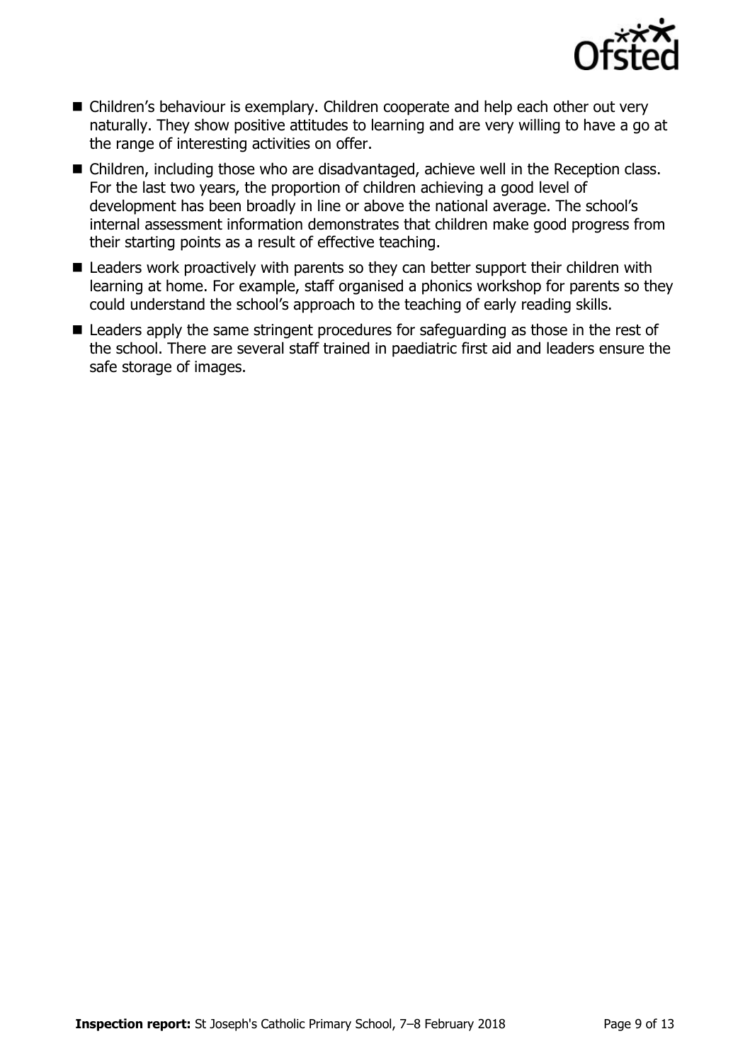- Children's behaviour is exemplary. Children cooperate and help each other out very naturally. They show positive attitudes to learning and are very willing to have a go at the range of interesting activities on offer.
- Children, including those who are disadvantaged, achieve well in the Reception class. For the last two years, the proportion of children achieving a good level of development has been broadly in line or above the national average. The school's internal assessment information demonstrates that children make good progress from their starting points as a result of effective teaching.
- Leaders work proactively with parents so they can better support their children with learning at home. For example, staff organised a phonics workshop for parents so they could understand the school's approach to the teaching of early reading skills.
- Leaders apply the same stringent procedures for safeguarding as those in the rest of the school. There are several staff trained in paediatric first aid and leaders ensure the safe storage of images.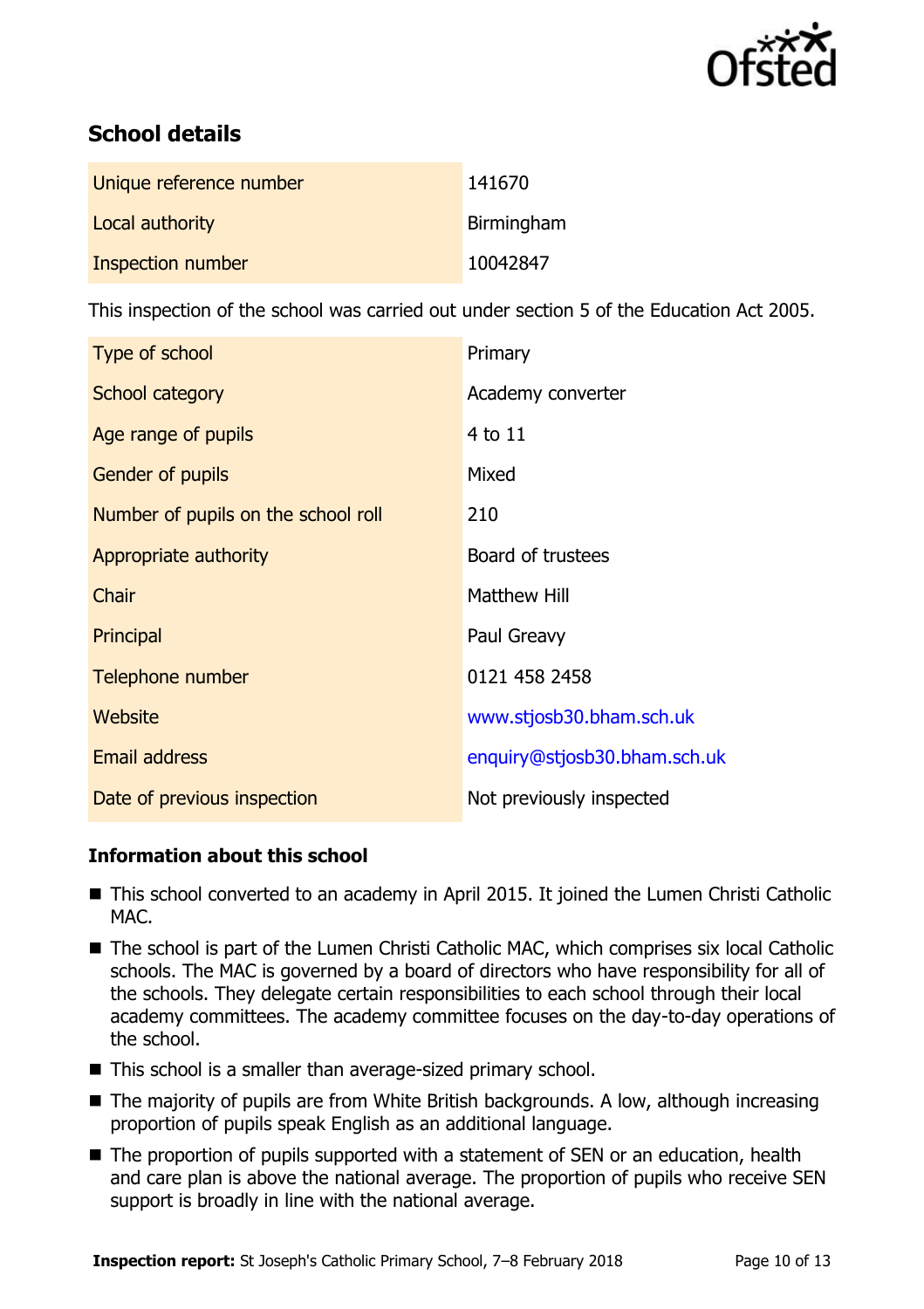## School details

| | |
|---|---|
| Unique reference number | 141670 |
| Local authority | Birmingham |
| Inspection number | 10042847 |

This inspection of the school was carried out under section 5 of the Education Act 2005.

| | |
|---|---|
| Type of school | Primary |
| School category | Academy converter |
| Age range of pupils | 4 to 11 |
| Gender of pupils | Mixed |
| Number of pupils on the school roll | 210 |
| Appropriate authority | Board of trustees |
| Chair | Matthew Hill |
| Principal | Paul Greavy |
| Telephone number | 0121 458 2458 |
| Website | www.stjosb30.bham.sch.uk |
| Email address | enquiry@stjosb30.bham.sch.uk |
| Date of previous inspection | Not previously inspected |

### Information about this school

- This school converted to an academy in April 2015. It joined the Lumen Christi Catholic MAC.
- The school is part of the Lumen Christi Catholic MAC, which comprises six local Catholic schools. The MAC is governed by a board of directors who have responsibility for all of the schools. They delegate certain responsibilities to each school through their local academy committees. The academy committee focuses on the day-to-day operations of the school.
- This school is a smaller than average-sized primary school.
- The majority of pupils are from White British backgrounds. A low, although increasing proportion of pupils speak English as an additional language.
- The proportion of pupils supported with a statement of SEN or an education, health and care plan is above the national average. The proportion of pupils who receive SEN support is broadly in line with the national average.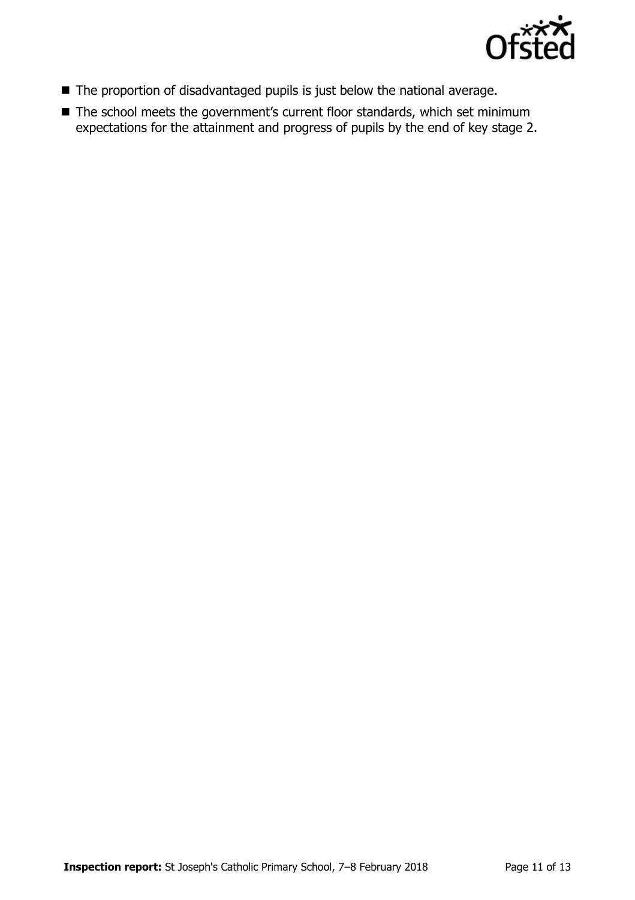- The proportion of disadvantaged pupils is just below the national average.
- The school meets the government's current floor standards, which set minimum expectations for the attainment and progress of pupils by the end of key stage 2.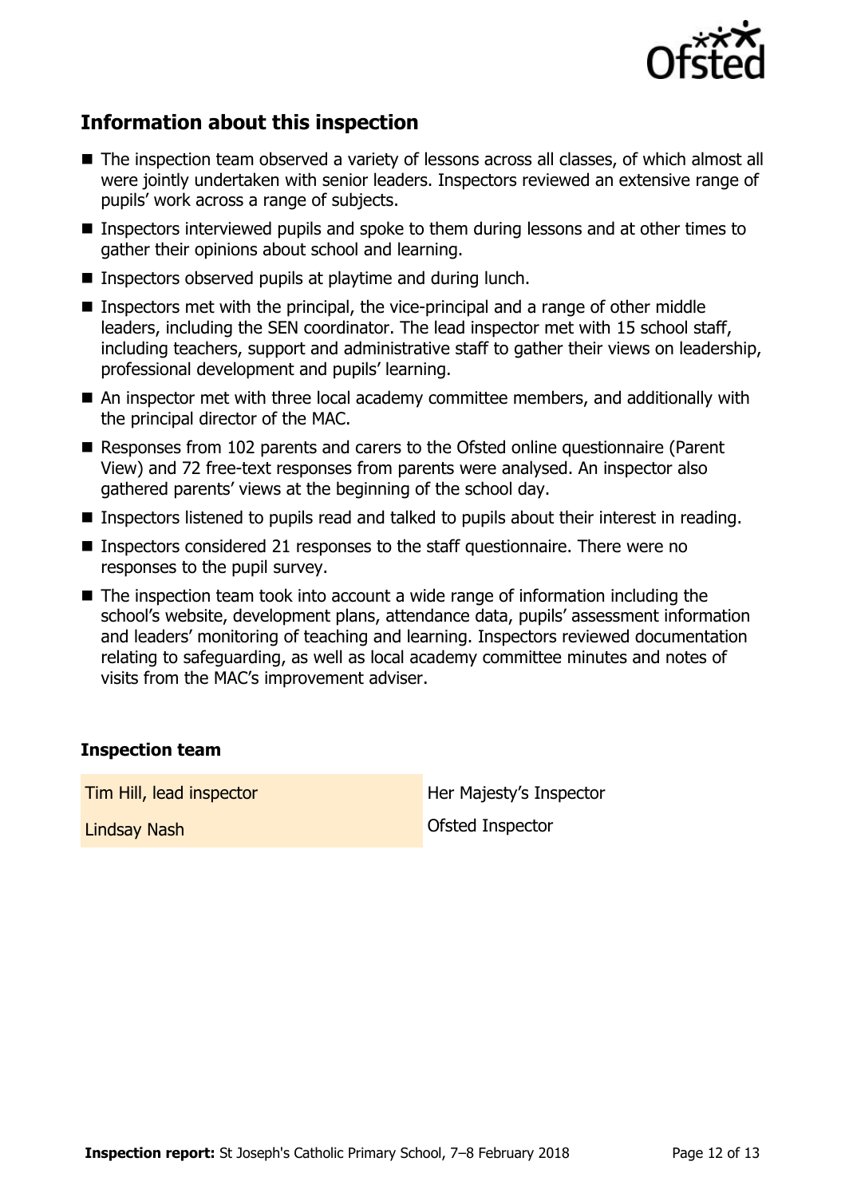## Information about this inspection

- The inspection team observed a variety of lessons across all classes, of which almost all were jointly undertaken with senior leaders. Inspectors reviewed an extensive range of pupils' work across a range of subjects.
- Inspectors interviewed pupils and spoke to them during lessons and at other times to gather their opinions about school and learning.
- Inspectors observed pupils at playtime and during lunch.
- Inspectors met with the principal, the vice-principal and a range of other middle leaders, including the SEN coordinator. The lead inspector met with 15 school staff, including teachers, support and administrative staff to gather their views on leadership, professional development and pupils' learning.
- An inspector met with three local academy committee members, and additionally with the principal director of the MAC.
- Responses from 102 parents and carers to the Ofsted online questionnaire (Parent View) and 72 free-text responses from parents were analysed. An inspector also gathered parents' views at the beginning of the school day.
- Inspectors listened to pupils read and talked to pupils about their interest in reading.
- Inspectors considered 21 responses to the staff questionnaire. There were no responses to the pupil survey.
- The inspection team took into account a wide range of information including the school's website, development plans, attendance data, pupils' assessment information and leaders' monitoring of teaching and learning. Inspectors reviewed documentation relating to safeguarding, as well as local academy committee minutes and notes of visits from the MAC's improvement adviser.

### Inspection team

| | |
|---|---|
| Tim Hill, lead inspector | Her Majesty's Inspector |
| Lindsay Nash | Ofsted Inspector |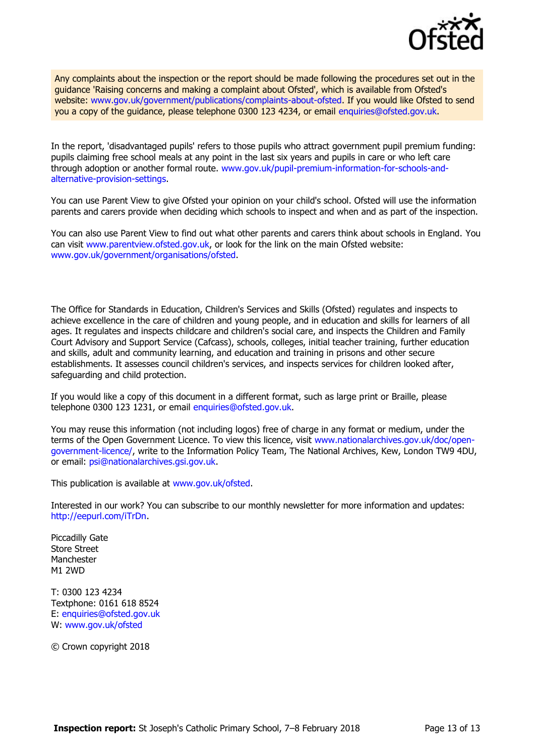Any complaints about the inspection or the report should be made following the procedures set out in the guidance 'Raising concerns and making a complaint about Ofsted', which is available from Ofsted's website: www.gov.uk/government/publications/complaints-about-ofsted. If you would like Ofsted to send you a copy of the guidance, please telephone 0300 123 4234, or email enquiries@ofsted.gov.uk.

In the report, 'disadvantaged pupils' refers to those pupils who attract government pupil premium funding: pupils claiming free school meals at any point in the last six years and pupils in care or who left care through adoption or another formal route. www.gov.uk/pupil-premium-information-for-schools-and-alternative-provision-settings.

You can use Parent View to give Ofsted your opinion on your child's school. Ofsted will use the information parents and carers provide when deciding which schools to inspect and when and as part of the inspection.

You can also use Parent View to find out what other parents and carers think about schools in England. You can visit www.parentview.ofsted.gov.uk, or look for the link on the main Ofsted website: www.gov.uk/government/organisations/ofsted.

The Office for Standards in Education, Children's Services and Skills (Ofsted) regulates and inspects to achieve excellence in the care of children and young people, and in education and skills for learners of all ages. It regulates and inspects childcare and children's social care, and inspects the Children and Family Court Advisory and Support Service (Cafcass), schools, colleges, initial teacher training, further education and skills, adult and community learning, and education and training in prisons and other secure establishments. It assesses council children's services, and inspects services for children looked after, safeguarding and child protection.

If you would like a copy of this document in a different format, such as large print or Braille, please telephone 0300 123 1231, or email enquiries@ofsted.gov.uk.

You may reuse this information (not including logos) free of charge in any format or medium, under the terms of the Open Government Licence. To view this licence, visit www.nationalarchives.gov.uk/doc/open-government-licence/, write to the Information Policy Team, The National Archives, Kew, London TW9 4DU, or email: psi@nationalarchives.gsi.gov.uk.

This publication is available at www.gov.uk/ofsted.

Interested in our work? You can subscribe to our monthly newsletter for more information and updates: http://eepurl.com/iTrDn.

Piccadilly Gate
Store Street
Manchester
M1 2WD

T: 0300 123 4234
Textphone: 0161 618 8524
E: enquiries@ofsted.gov.uk
W: www.gov.uk/ofsted

© Crown copyright 2018